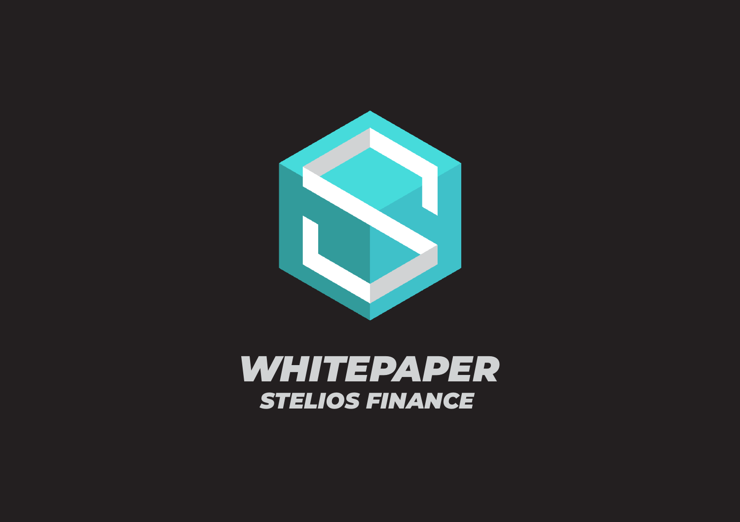# WHITEPAPER

## STELIOS FINANCE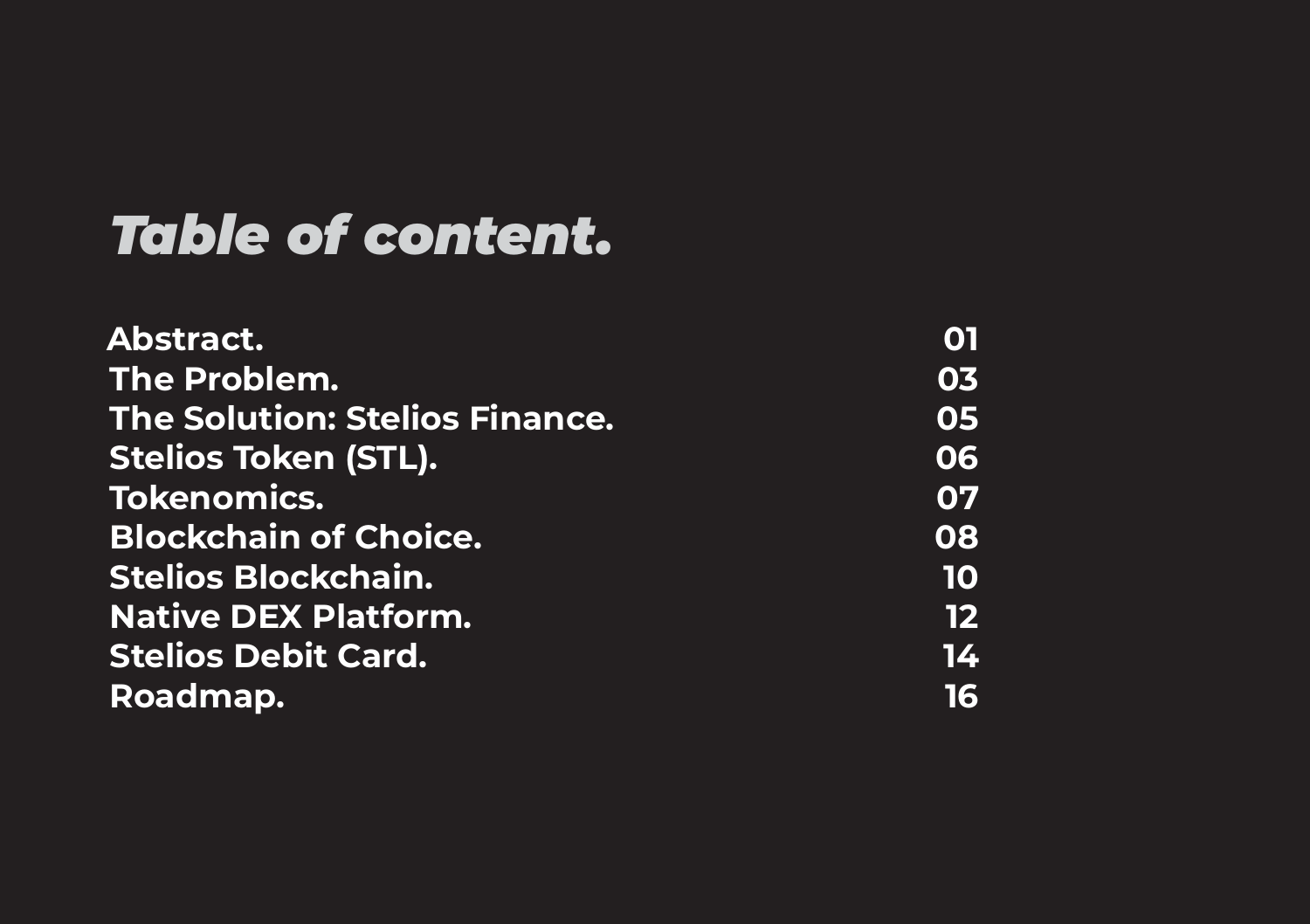# *Table of content.*

| | |
|---|---|
| **Abstract.** | **01** |
| **The Problem.** | **03** |
| **The Solution: Stelios Finance.** | **05** |
| **Stelios Token (STL).** | **06** |
| **Tokenomics.** | **07** |
| **Blockchain of Choice.** | **08** |
| **Stelios Blockchain.** | **10** |
| **Native DEX Platform.** | **12** |
| **Stelios Debit Card.** | **14** |
| **Roadmap.** | **16** |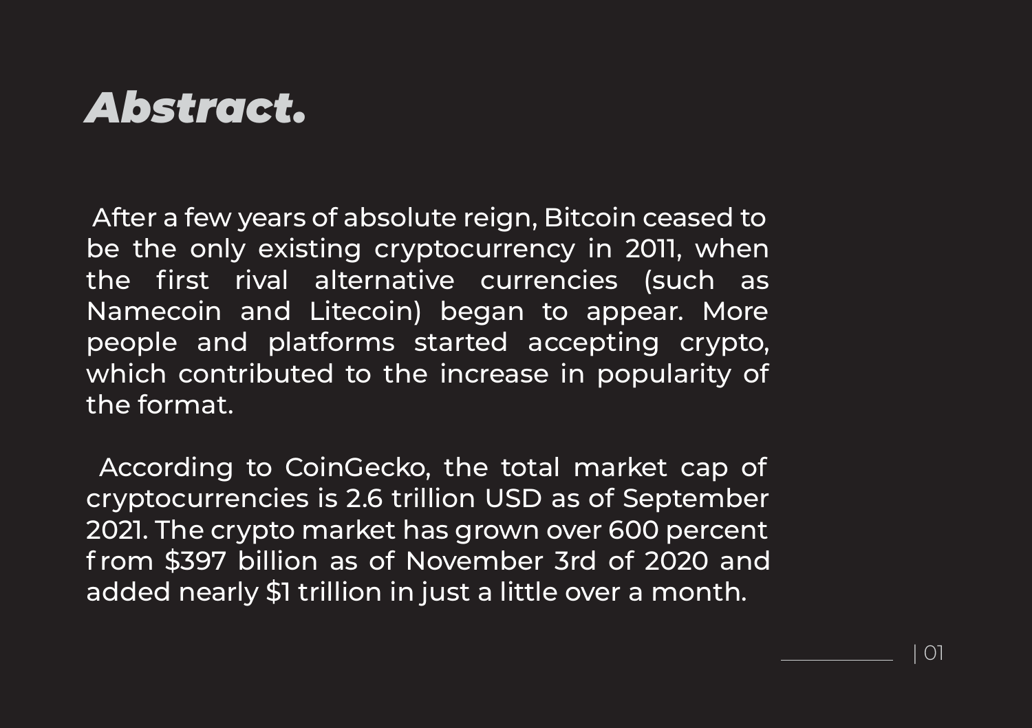# *Abstract.*

After a few years of absolute reign, Bitcoin ceased to be the only existing cryptocurrency in 2011, when the first rival alternative currencies (such as Namecoin and Litecoin) began to appear. More people and platforms started accepting crypto, which contributed to the increase in popularity of the format.

According to CoinGecko, the total market cap of cryptocurrencies is 2.6 trillion USD as of September 2021. The crypto market has grown over 600 percent from $397 billion as of November 3rd of 2020 and added nearly $1 trillion in just a little over a month.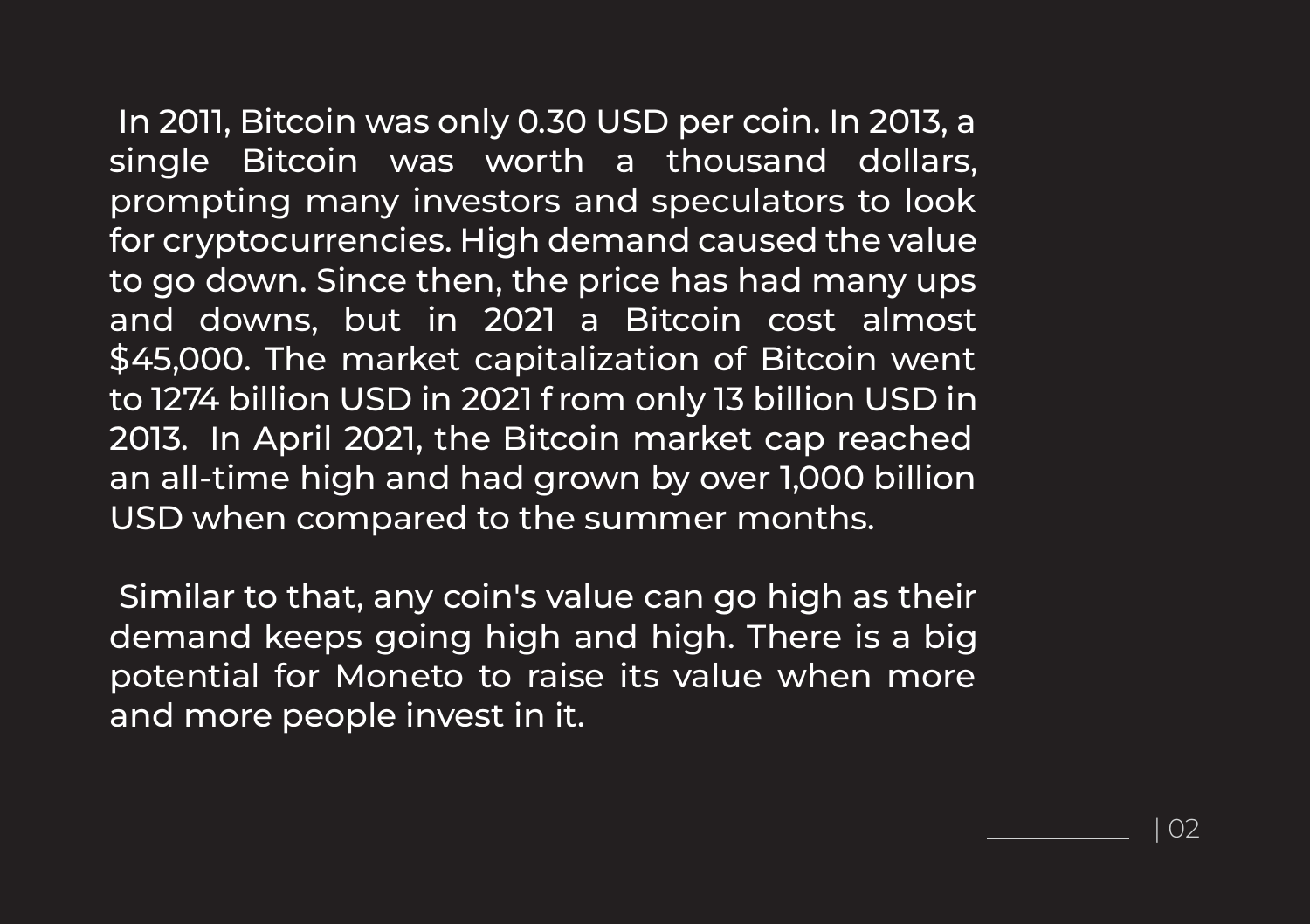In 2011, Bitcoin was only 0.30 USD per coin. In 2013, a single Bitcoin was worth a thousand dollars, prompting many investors and speculators to look for cryptocurrencies. High demand caused the value to go down. Since then, the price has had many ups and downs, but in 2021 a Bitcoin cost almost $45,000. The market capitalization of Bitcoin went to 1274 billion USD in 2021 f rom only 13 billion USD in 2013. In April 2021, the Bitcoin market cap reached an all-time high and had grown by over 1,000 billion USD when compared to the summer months.

Similar to that, any coin's value can go high as their demand keeps going high and high. There is a big potential for Moneto to raise its value when more and more people invest in it.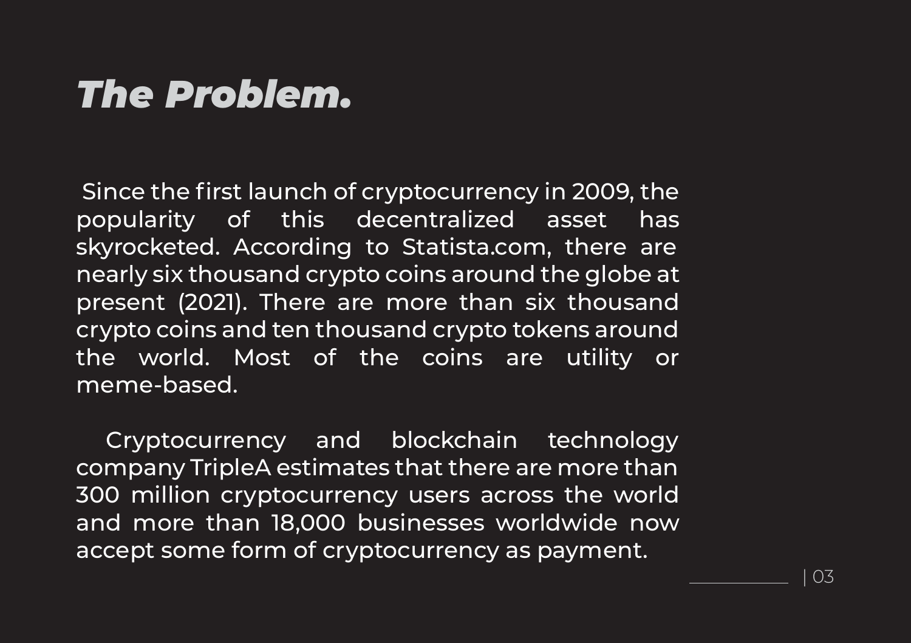# *The Problem.*

Since the first launch of cryptocurrency in 2009, the popularity of this decentralized asset has skyrocketed. According to Statista.com, there are nearly six thousand crypto coins around the globe at present (2021). There are more than six thousand crypto coins and ten thousand crypto tokens around the world. Most of the coins are utility or meme-based.

Cryptocurrency and blockchain technology company TripleA estimates that there are more than 300 million cryptocurrency users across the world and more than 18,000 businesses worldwide now accept some form of cryptocurrency as payment.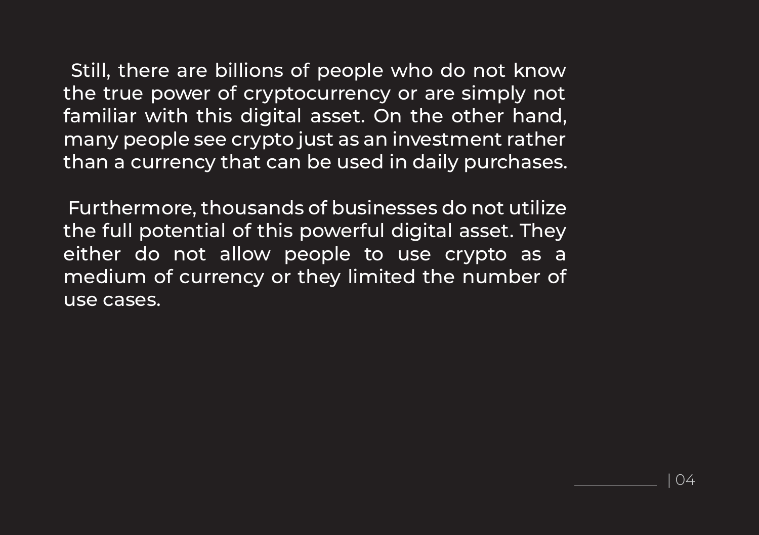Still, there are billions of people who do not know the true power of cryptocurrency or are simply not familiar with this digital asset. On the other hand, many people see crypto just as an investment rather than a currency that can be used in daily purchases.

Furthermore, thousands of businesses do not utilize the full potential of this powerful digital asset. They either do not allow people to use crypto as a medium of currency or they limited the number of use cases.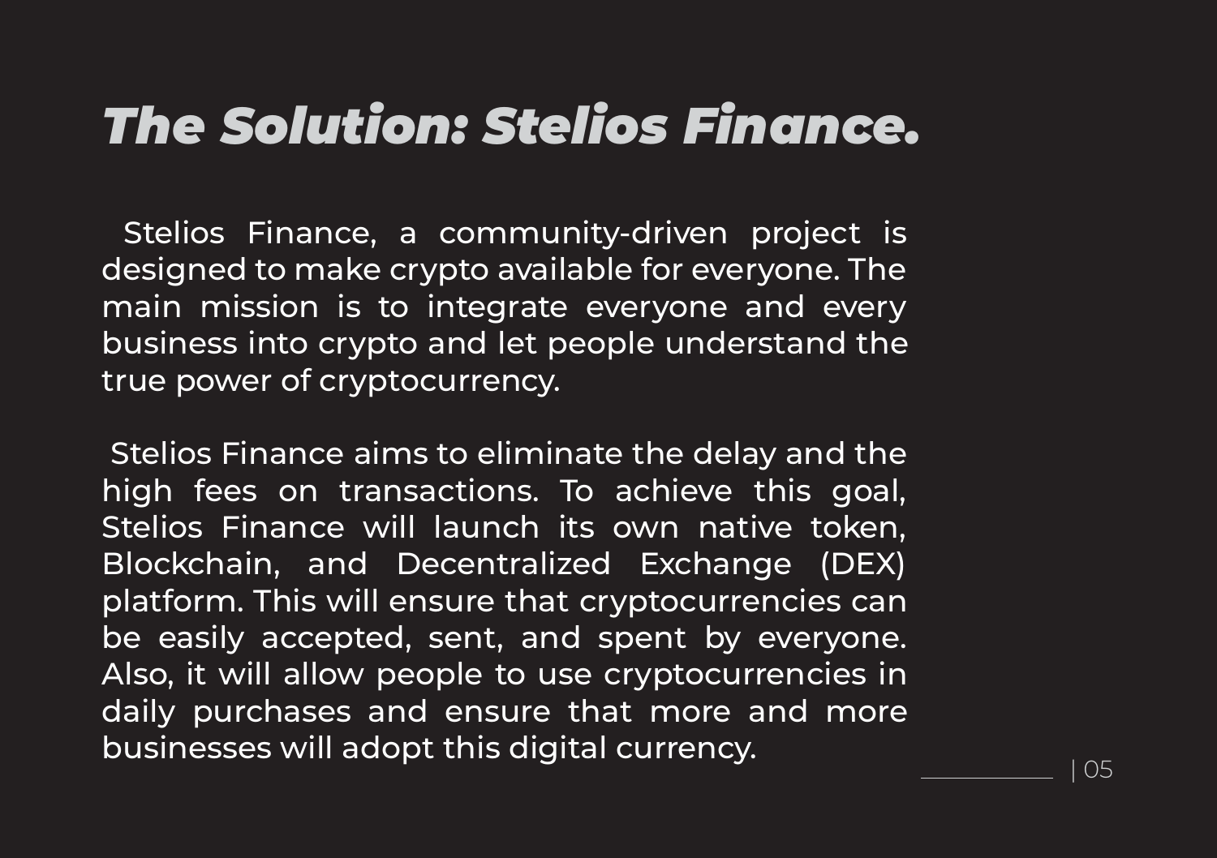# *The Solution: Stelios Finance.*

Stelios Finance, a community-driven project is designed to make crypto available for everyone. The main mission is to integrate everyone and every business into crypto and let people understand the true power of cryptocurrency.

Stelios Finance aims to eliminate the delay and the high fees on transactions. To achieve this goal, Stelios Finance will launch its own native token, Blockchain, and Decentralized Exchange (DEX) platform. This will ensure that cryptocurrencies can be easily accepted, sent, and spent by everyone. Also, it will allow people to use cryptocurrencies in daily purchases and ensure that more and more businesses will adopt this digital currency.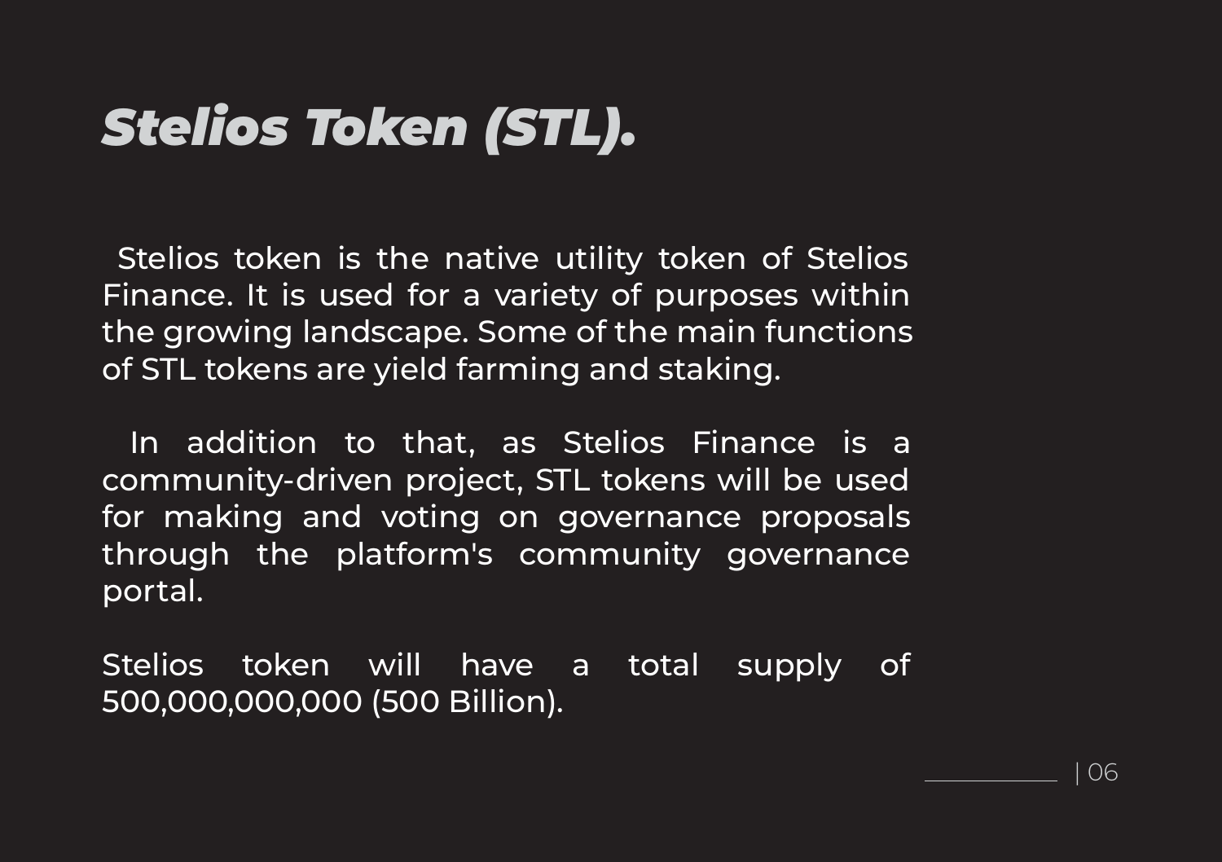# *Stelios Token (STL).*

Stelios token is the native utility token of Stelios Finance. It is used for a variety of purposes within the growing landscape. Some of the main functions of STL tokens are yield farming and staking.

In addition to that, as Stelios Finance is a community-driven project, STL tokens will be used for making and voting on governance proposals through the platform's community governance portal.

Stelios token will have a total supply of 500,000,000,000 (500 Billion).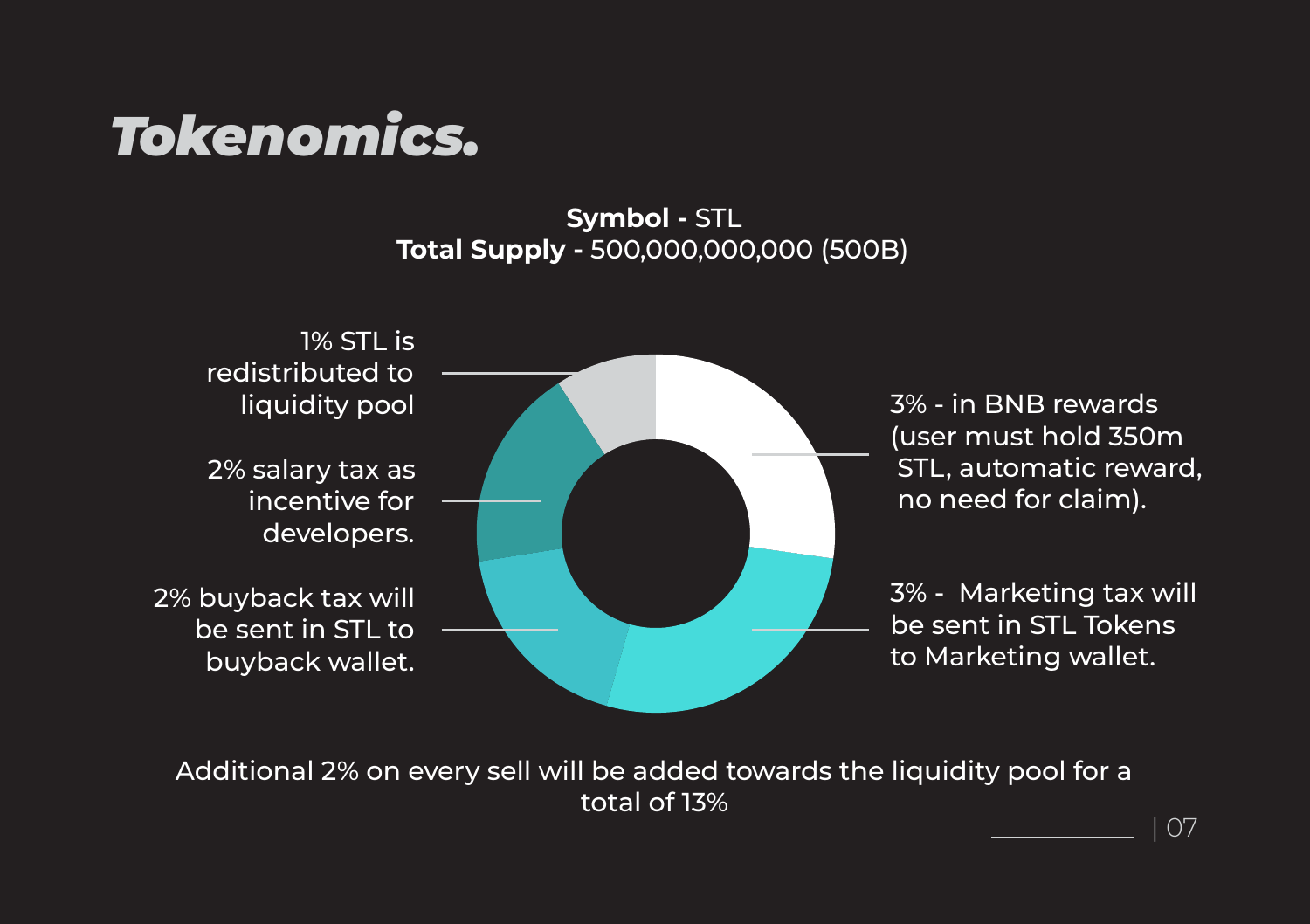# Tokenomics.

**Symbol -** STL
**Total Supply -** 500,000,000,000 (500B)

- 1% STL is redistributed to liquidity pool
- 2% salary tax as incentive for developers.
- 2% buyback tax will be sent in STL to buyback wallet.
- 3% - in BNB rewards (user must hold 350m STL, automatic reward, no need for claim).
- 3% - Marketing tax will be sent in STL Tokens to Marketing wallet.

Additional 2% on every sell will be added towards the liquidity pool for a total of 13%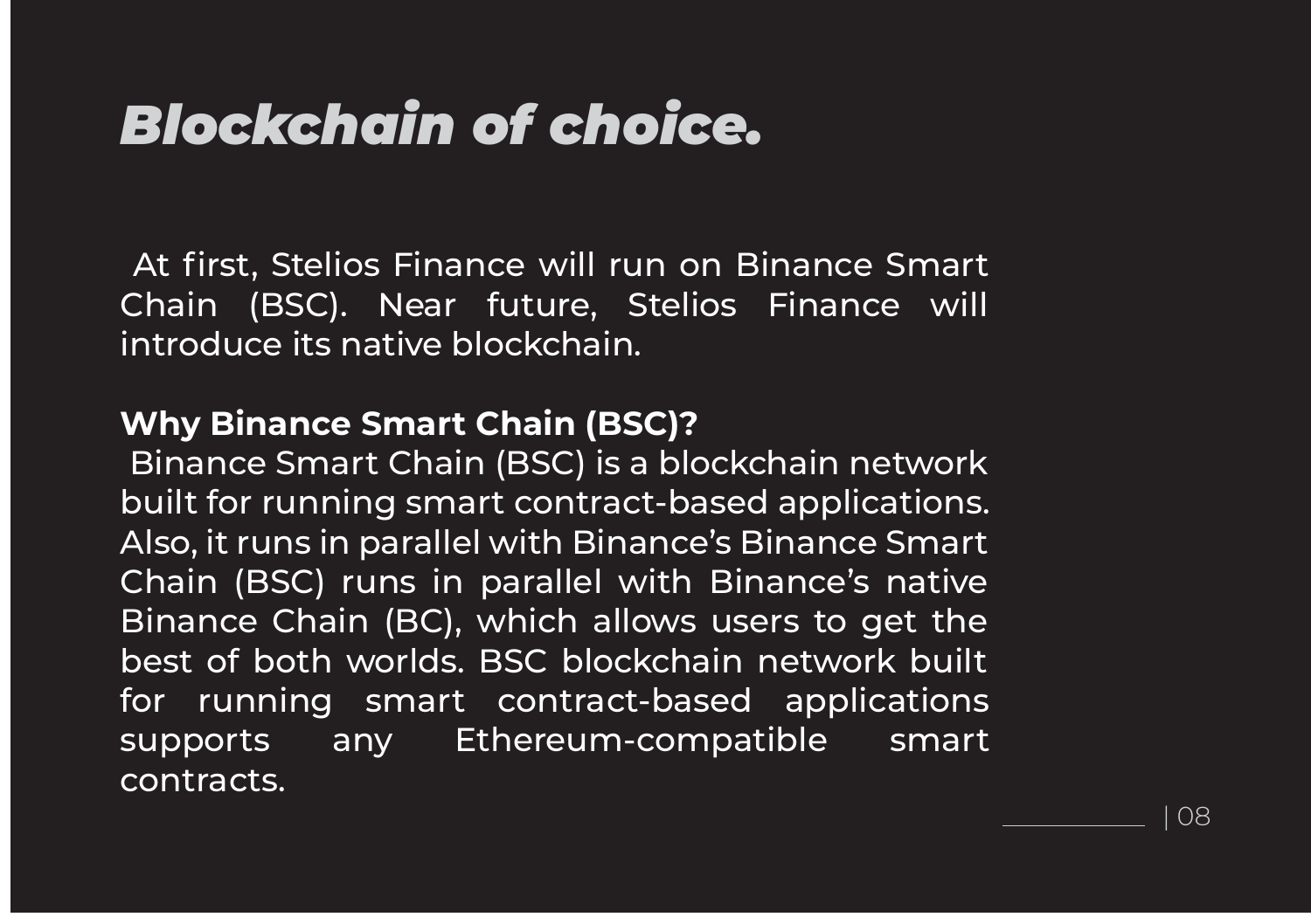# *Blockchain of choice.*

At first, Stelios Finance will run on Binance Smart Chain (BSC). Near future, Stelios Finance will introduce its native blockchain.

**Why Binance Smart Chain (BSC)?**

Binance Smart Chain (BSC) is a blockchain network built for running smart contract-based applications. Also, it runs in parallel with Binance's Binance Smart Chain (BSC) runs in parallel with Binance's native Binance Chain (BC), which allows users to get the best of both worlds. BSC blockchain network built for running smart contract-based applications supports any Ethereum-compatible smart contracts.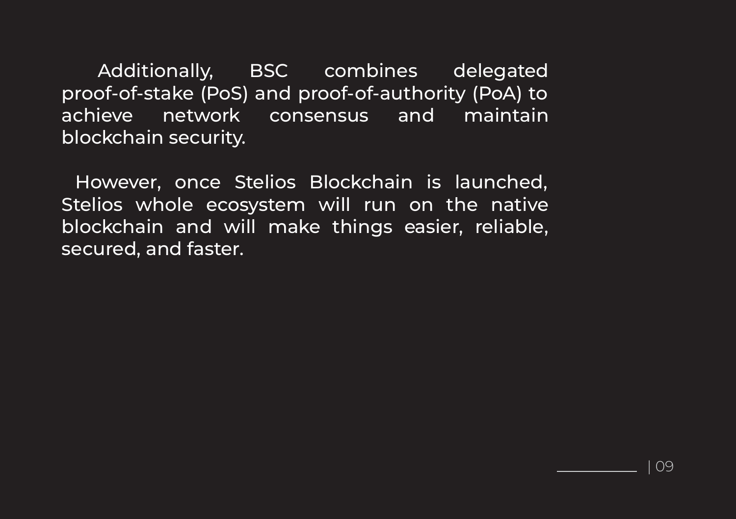Additionally, BSC combines delegated proof-of-stake (PoS) and proof-of-authority (PoA) to achieve network consensus and maintain blockchain security.

However, once Stelios Blockchain is launched, Stelios whole ecosystem will run on the native blockchain and will make things easier, reliable, secured, and faster.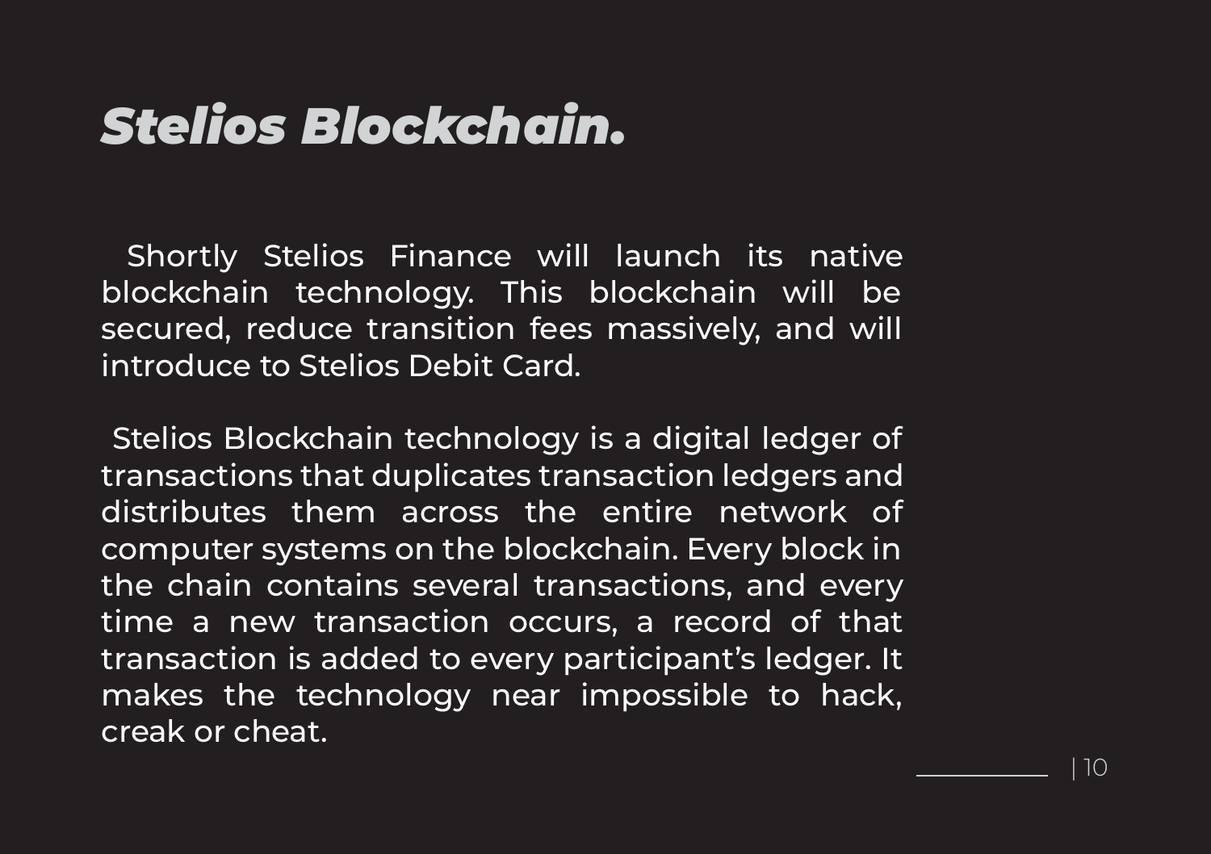# *Stelios Blockchain.*

Shortly Stelios Finance will launch its native blockchain technology. This blockchain will be secured, reduce transition fees massively, and will introduce to Stelios Debit Card.

Stelios Blockchain technology is a digital ledger of transactions that duplicates transaction ledgers and distributes them across the entire network of computer systems on the blockchain. Every block in the chain contains several transactions, and every time a new transaction occurs, a record of that transaction is added to every participant's ledger. It makes the technology near impossible to hack, creak or cheat.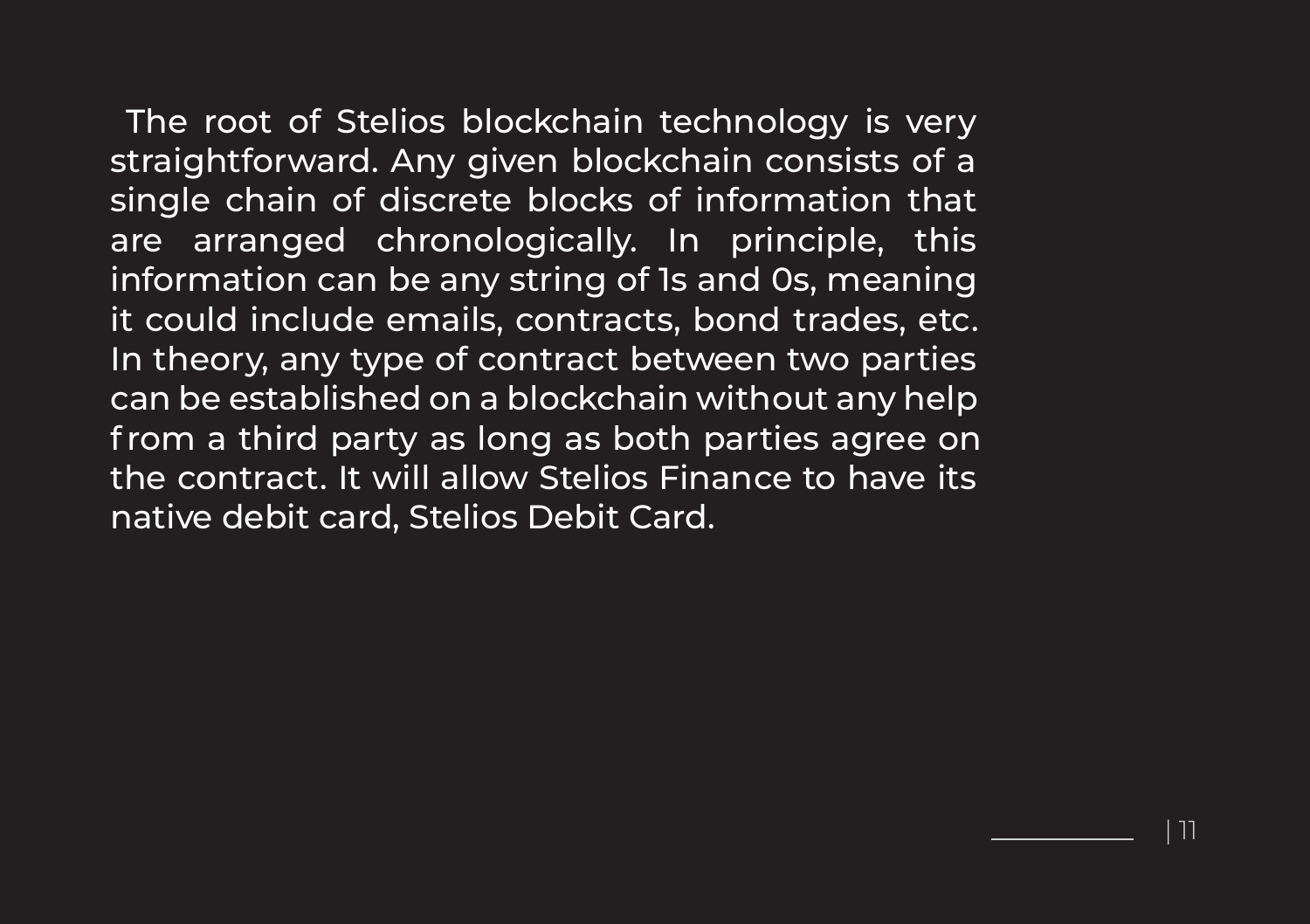The root of Stelios blockchain technology is very straightforward. Any given blockchain consists of a single chain of discrete blocks of information that are arranged chronologically. In principle, this information can be any string of 1s and 0s, meaning it could include emails, contracts, bond trades, etc. In theory, any type of contract between two parties can be established on a blockchain without any help from a third party as long as both parties agree on the contract. It will allow Stelios Finance to have its native debit card, Stelios Debit Card.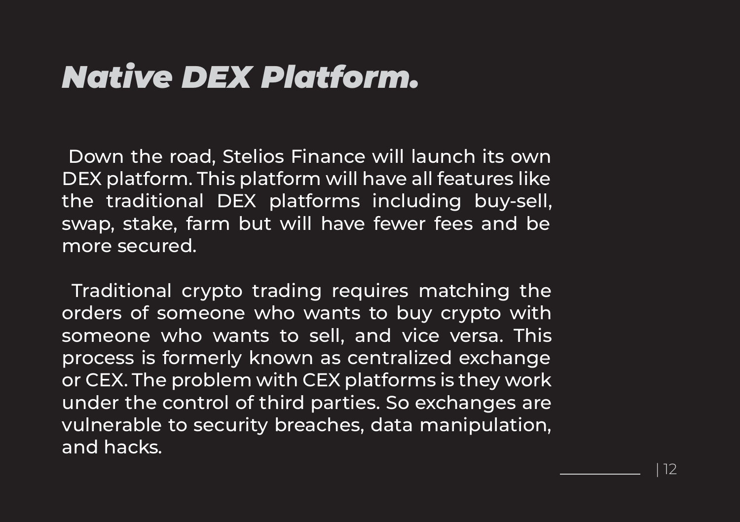# *Native DEX Platform.*

Down the road, Stelios Finance will launch its own DEX platform. This platform will have all features like the traditional DEX platforms including buy-sell, swap, stake, farm but will have fewer fees and be more secured.

Traditional crypto trading requires matching the orders of someone who wants to buy crypto with someone who wants to sell, and vice versa. This process is formerly known as centralized exchange or CEX. The problem with CEX platforms is they work under the control of third parties. So exchanges are vulnerable to security breaches, data manipulation, and hacks.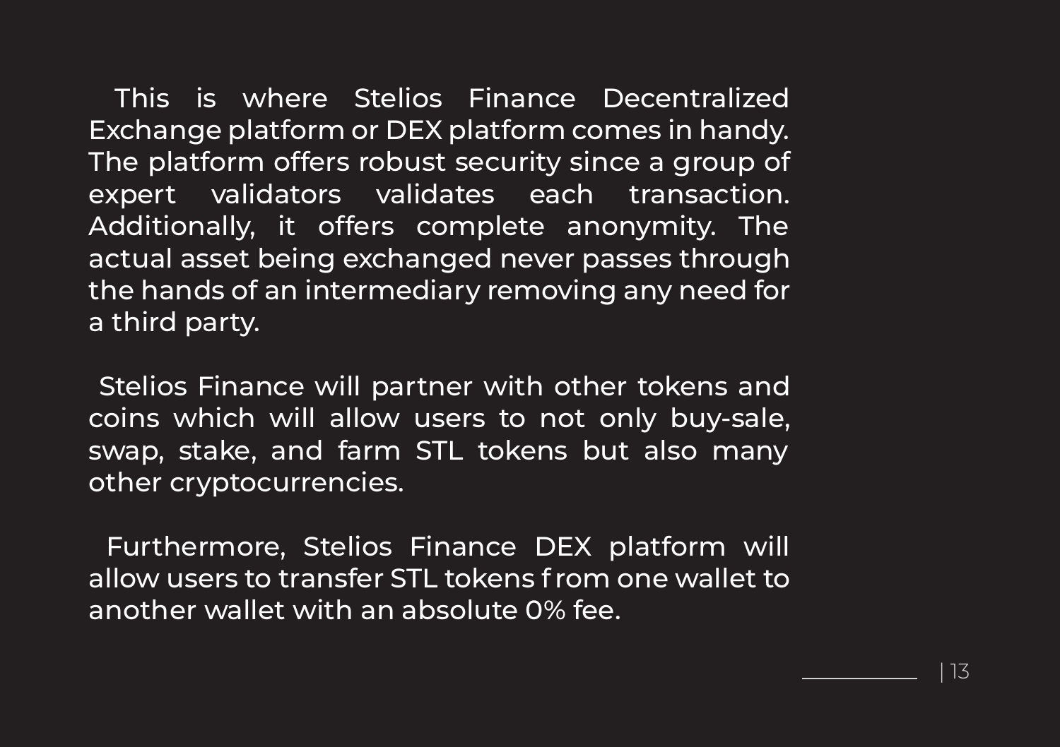This is where Stelios Finance Decentralized Exchange platform or DEX platform comes in handy. The platform offers robust security since a group of expert validators validates each transaction. Additionally, it offers complete anonymity. The actual asset being exchanged never passes through the hands of an intermediary removing any need for a third party.

Stelios Finance will partner with other tokens and coins which will allow users to not only buy-sale, swap, stake, and farm STL tokens but also many other cryptocurrencies.

Furthermore, Stelios Finance DEX platform will allow users to transfer STL tokens f rom one wallet to another wallet with an absolute 0% fee.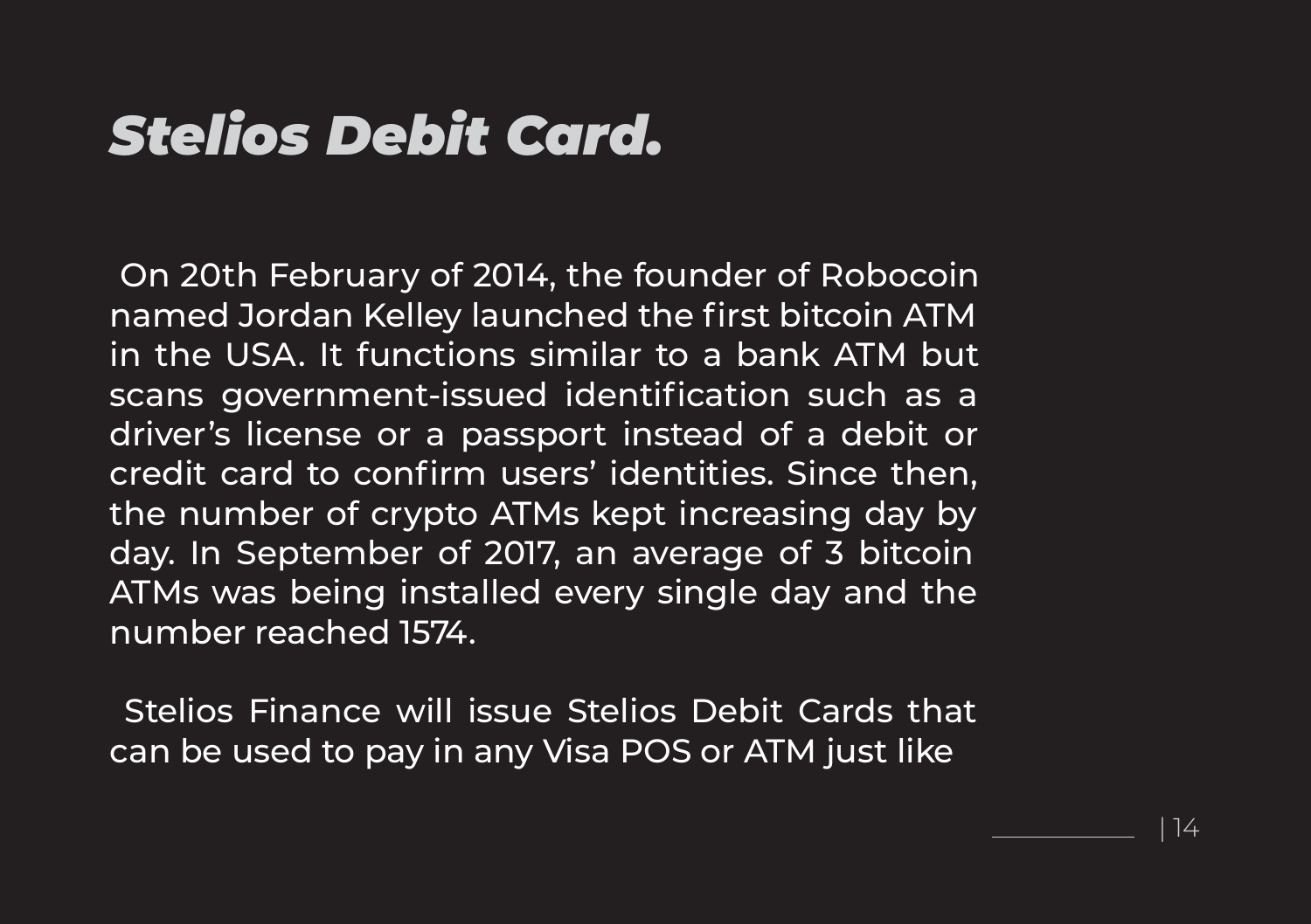# *Stelios Debit Card.*

On 20th February of 2014, the founder of Robocoin named Jordan Kelley launched the first bitcoin ATM in the USA. It functions similar to a bank ATM but scans government-issued identification such as a driver's license or a passport instead of a debit or credit card to confirm users' identities. Since then, the number of crypto ATMs kept increasing day by day. In September of 2017, an average of 3 bitcoin ATMs was being installed every single day and the number reached 1574.

Stelios Finance will issue Stelios Debit Cards that can be used to pay in any Visa POS or ATM just like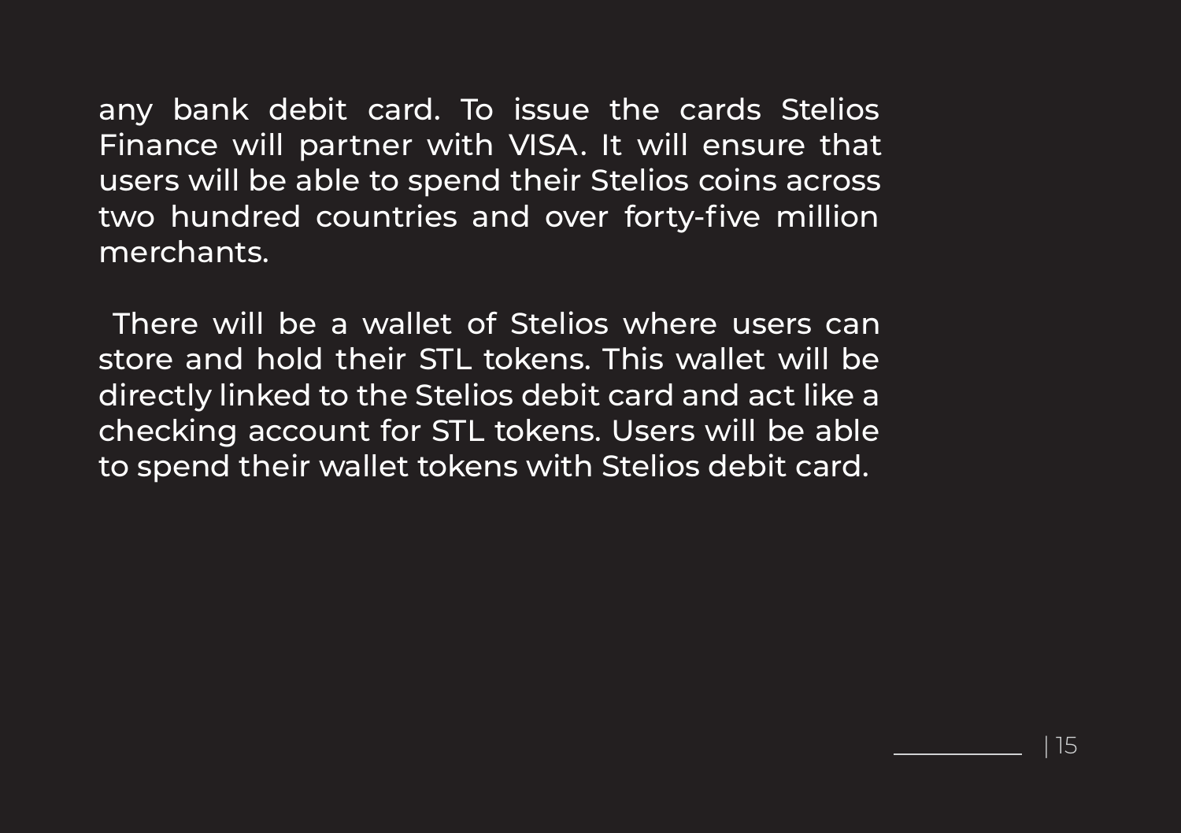any bank debit card. To issue the cards Stelios Finance will partner with VISA. It will ensure that users will be able to spend their Stelios coins across two hundred countries and over forty-five million merchants.

There will be a wallet of Stelios where users can store and hold their STL tokens. This wallet will be directly linked to the Stelios debit card and act like a checking account for STL tokens. Users will be able to spend their wallet tokens with Stelios debit card.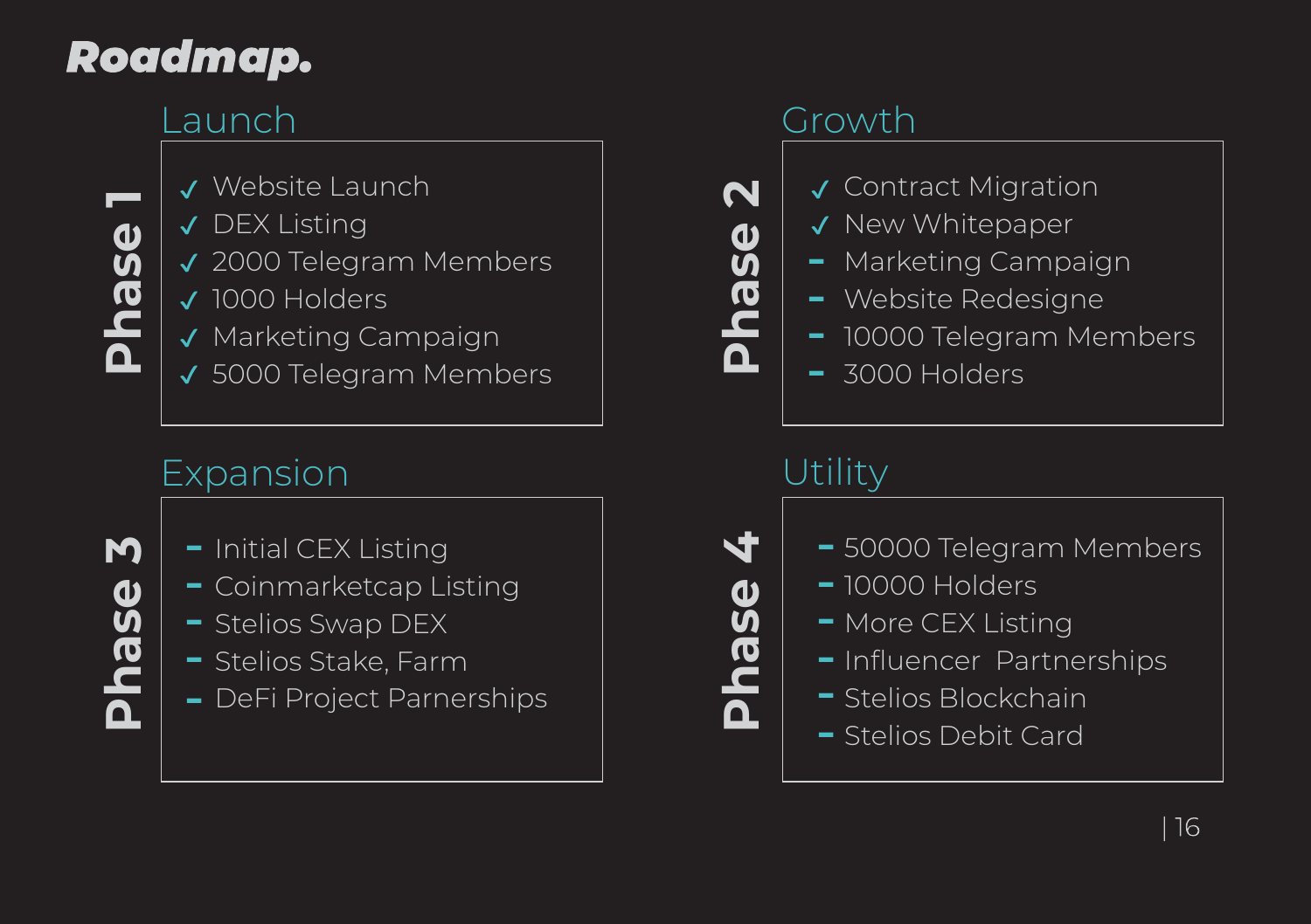# Roadmap.

## Phase 1 — Launch

- ✓ Website Launch
- ✓ DEX Listing
- ✓ 2000 Telegram Members
- ✓ 1000 Holders
- ✓ Marketing Campaign
- ✓ 5000 Telegram Members

## Phase 2 — Growth

- ✓ Contract Migration
- ✓ New Whitepaper
- Marketing Campaign
- Website Redesigne
- 10000 Telegram Members
- 3000 Holders

## Phase 3 — Expansion

- Initial CEX Listing
- Coinmarketcap Listing
- Stelios Swap DEX
- Stelios Stake, Farm
- DeFi Project Parnerships

## Phase 4 — Utility

- 50000 Telegram Members
- 10000 Holders
- More CEX Listing
- Influencer Partnerships
- Stelios Blockchain
- Stelios Debit Card